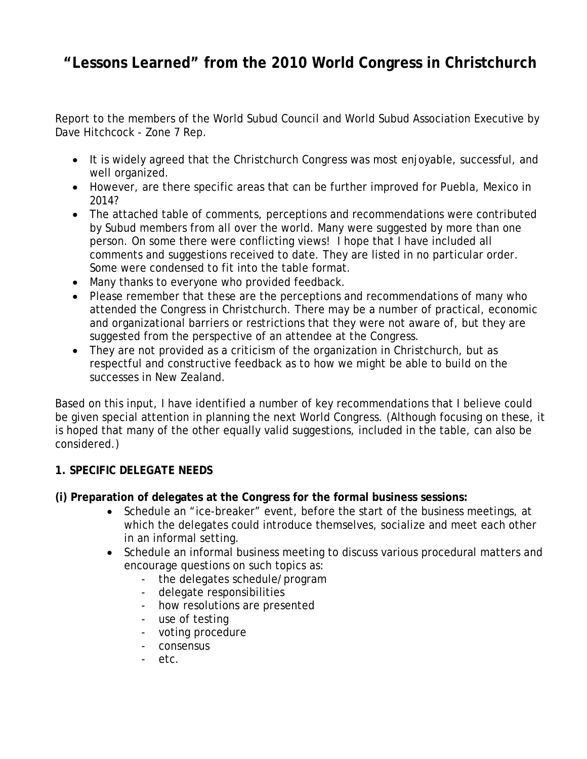# "Lessons Learned" from the 2010 World Congress in Christchurch

Report to the members of the World Subud Council and World Subud Association Executive by Dave Hitchcock - Zone 7 Rep.

- It is widely agreed that the Christchurch Congress was most enjoyable, successful, and well organized.
- However, are there specific areas that can be further improved for Puebla, Mexico in 2014?
- The attached table of comments, perceptions and recommendations were contributed by Subud members from all over the world. Many were suggested by more than one person. On some there were conflicting views! I hope that I have included all comments and suggestions received to date. They are listed in no particular order. Some were condensed to fit into the table format.
- Many thanks to everyone who provided feedback.
- Please remember that these are the perceptions and recommendations of many who attended the Congress in Christchurch. There may be a number of practical, economic and organizational barriers or restrictions that they were not aware of, but they are suggested from the perspective of an attendee at the Congress.
- They are not provided as a criticism of the organization in Christchurch, but as respectful and constructive feedback as to how we might be able to build on the successes in New Zealand.

Based on this input, I have identified a number of key recommendations that I believe could be given special attention in planning the next World Congress. (Although focusing on these, it is hoped that many of the other equally valid suggestions, included in the table, can also be considered.)

**1. SPECIFIC DELEGATE NEEDS**

**(i) Preparation of delegates at the Congress for the formal business sessions:**

- Schedule an "ice-breaker" event, before the start of the business meetings, at which the delegates could introduce themselves, socialize and meet each other in an informal setting.
- Schedule an informal business meeting to discuss various procedural matters and encourage questions on such topics as:
  - the delegates schedule/program
  - delegate responsibilities
  - how resolutions are presented
  - use of testing
  - voting procedure
  - consensus
  - etc.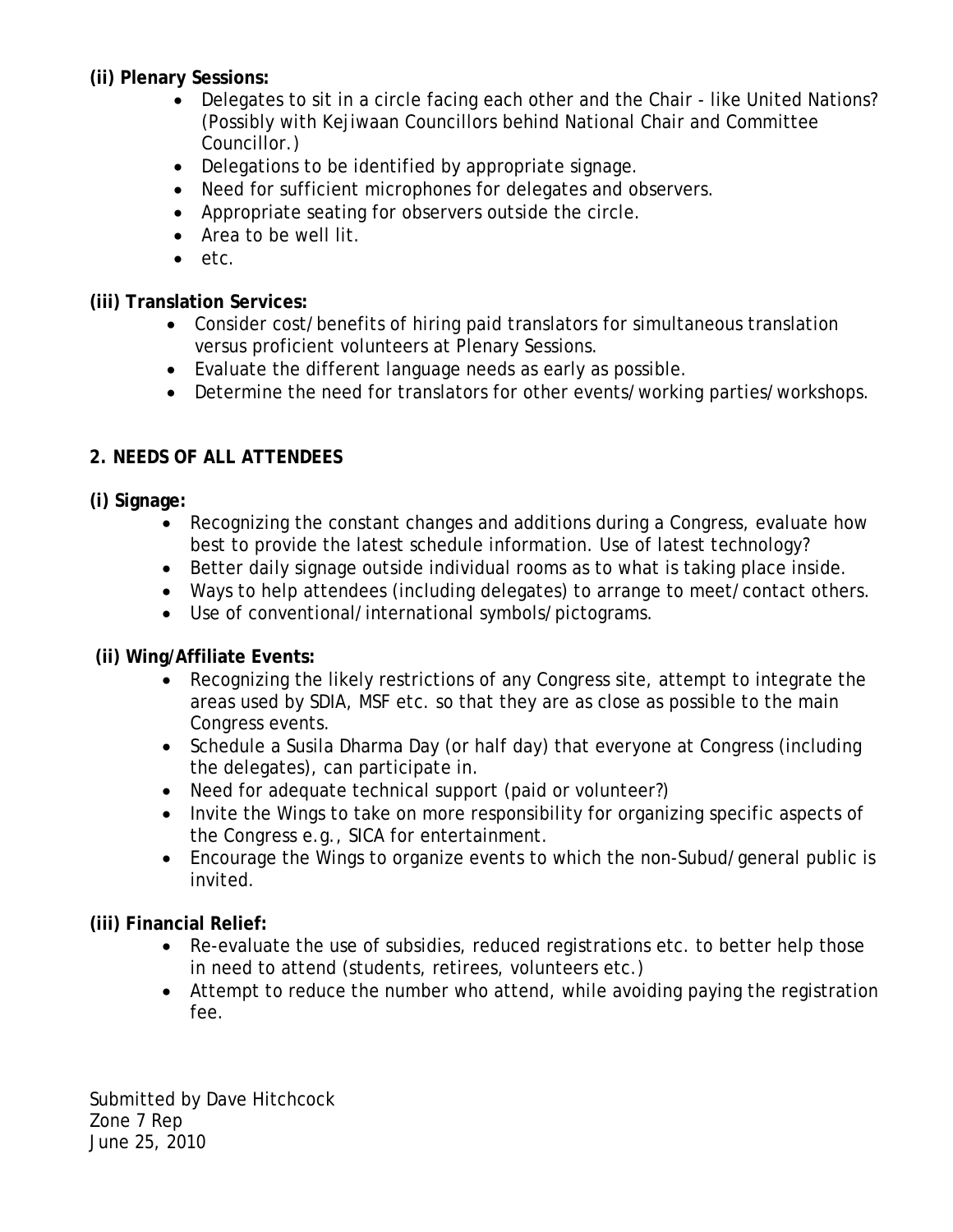**(ii) Plenary Sessions:**

- Delegates to sit in a circle facing each other and the Chair - like United Nations? (Possibly with Kejiwaan Councillors behind National Chair and Committee Councillor.)
- Delegations to be identified by appropriate signage.
- Need for sufficient microphones for delegates and observers.
- Appropriate seating for observers outside the circle.
- Area to be well lit.
- etc.

**(iii) Translation Services:**

- Consider cost/benefits of hiring paid translators for simultaneous translation versus proficient volunteers at Plenary Sessions.
- Evaluate the different language needs as early as possible.
- Determine the need for translators for other events/working parties/workshops.

**2. NEEDS OF ALL ATTENDEES**

**(i) Signage:**

- Recognizing the constant changes and additions during a Congress, evaluate how best to provide the latest schedule information. Use of latest technology?
- Better daily signage outside individual rooms as to what is taking place inside.
- Ways to help attendees (including delegates) to arrange to meet/contact others.
- Use of conventional/international symbols/pictograms.

**(ii) Wing/Affiliate Events:**

- Recognizing the likely restrictions of any Congress site, attempt to integrate the areas used by SDIA, MSF etc. so that they are as close as possible to the main Congress events.
- Schedule a Susila Dharma Day (or half day) that everyone at Congress (including the delegates), can participate in.
- Need for adequate technical support (paid or volunteer?)
- Invite the Wings to take on more responsibility for organizing specific aspects of the Congress e.g., SICA for entertainment.
- Encourage the Wings to organize events to which the non-Subud/general public is invited.

**(iii) Financial Relief:**

- Re-evaluate the use of subsidies, reduced registrations etc. to better help those in need to attend (students, retirees, volunteers etc.)
- Attempt to reduce the number who attend, while avoiding paying the registration fee.

Submitted by Dave Hitchcock
Zone 7 Rep
June 25, 2010